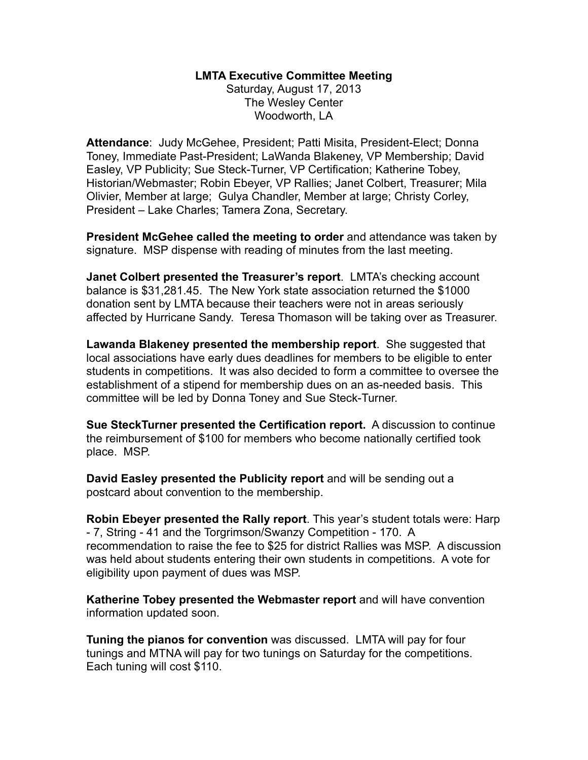**LMTA Executive Committee Meeting**
Saturday, August 17, 2013
The Wesley Center
Woodworth, LA

**Attendance**: Judy McGehee, President; Patti Misita, President-Elect; Donna Toney, Immediate Past-President; LaWanda Blakeney, VP Membership; David Easley, VP Publicity; Sue Steck-Turner, VP Certification; Katherine Tobey, Historian/Webmaster; Robin Ebeyer, VP Rallies; Janet Colbert, Treasurer; Mila Olivier, Member at large; Gulya Chandler, Member at large; Christy Corley, President – Lake Charles; Tamera Zona, Secretary.

**President McGehee called the meeting to order** and attendance was taken by signature. MSP dispense with reading of minutes from the last meeting.

**Janet Colbert presented the Treasurer's report**. LMTA's checking account balance is $31,281.45. The New York state association returned the $1000 donation sent by LMTA because their teachers were not in areas seriously affected by Hurricane Sandy. Teresa Thomason will be taking over as Treasurer.

**Lawanda Blakeney presented the membership report**. She suggested that local associations have early dues deadlines for members to be eligible to enter students in competitions. It was also decided to form a committee to oversee the establishment of a stipend for membership dues on an as-needed basis. This committee will be led by Donna Toney and Sue Steck-Turner.

**Sue SteckTurner presented the Certification report.** A discussion to continue the reimbursement of $100 for members who become nationally certified took place. MSP.

**David Easley presented the Publicity report** and will be sending out a postcard about convention to the membership.

**Robin Ebeyer presented the Rally report**. This year's student totals were: Harp - 7, String - 41 and the Torgrimson/Swanzy Competition - 170. A recommendation to raise the fee to $25 for district Rallies was MSP. A discussion was held about students entering their own students in competitions. A vote for eligibility upon payment of dues was MSP.

**Katherine Tobey presented the Webmaster report** and will have convention information updated soon.

**Tuning the pianos for convention** was discussed. LMTA will pay for four tunings and MTNA will pay for two tunings on Saturday for the competitions. Each tuning will cost $110.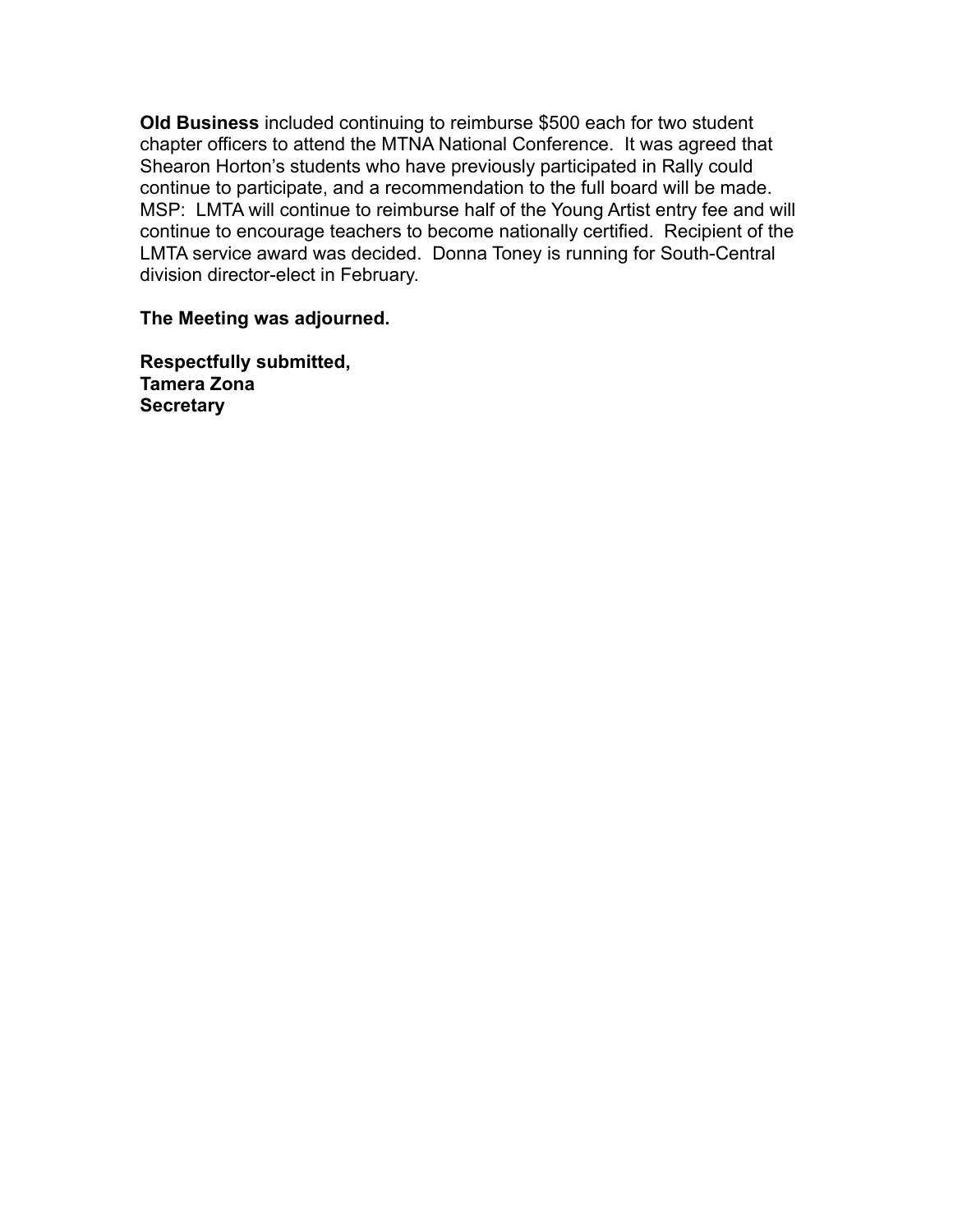**Old Business** included continuing to reimburse $500 each for two student chapter officers to attend the MTNA National Conference. It was agreed that Shearon Horton's students who have previously participated in Rally could continue to participate, and a recommendation to the full board will be made. MSP: LMTA will continue to reimburse half of the Young Artist entry fee and will continue to encourage teachers to become nationally certified. Recipient of the LMTA service award was decided. Donna Toney is running for South-Central division director-elect in February.

**The Meeting was adjourned.**

**Respectfully submitted,**
**Tamera Zona**
**Secretary**